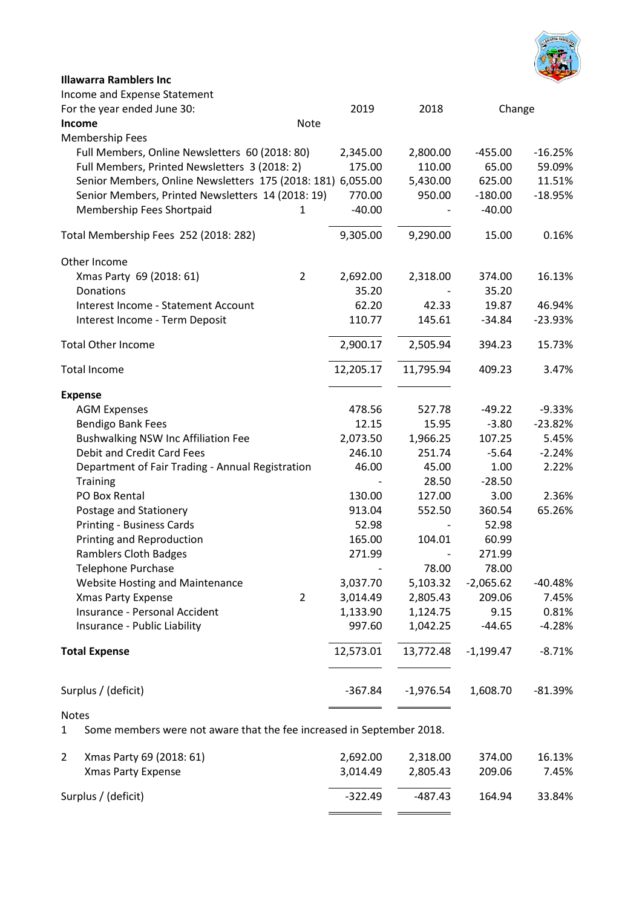**Illawarra Ramblers Inc**

Income and Expense Statement

| For the year ended June 30: | Note | 2019 | 2018 | Change | |
|---|---|---|---|---|---|
| **Income** | | | | | |
| Membership Fees | | | | | |
| Full Members, Online Newsletters 60 (2018: 80) | | 2,345.00 | 2,800.00 | -455.00 | -16.25% |
| Full Members, Printed Newsletters 3 (2018: 2) | | 175.00 | 110.00 | 65.00 | 59.09% |
| Senior Members, Online Newsletters 175 (2018: 181) | | 6,055.00 | 5,430.00 | 625.00 | 11.51% |
| Senior Members, Printed Newsletters 14 (2018: 19) | | 770.00 | 950.00 | -180.00 | -18.95% |
| Membership Fees Shortpaid | 1 | -40.00 | - | -40.00 | |
| Total Membership Fees 252 (2018: 282) | | 9,305.00 | 9,290.00 | 15.00 | 0.16% |
| Other Income | | | | | |
| Xmas Party 69 (2018: 61) | 2 | 2,692.00 | 2,318.00 | 374.00 | 16.13% |
| Donations | | 35.20 | - | 35.20 | |
| Interest Income - Statement Account | | 62.20 | 42.33 | 19.87 | 46.94% |
| Interest Income - Term Deposit | | 110.77 | 145.61 | -34.84 | -23.93% |
| Total Other Income | | 2,900.17 | 2,505.94 | 394.23 | 15.73% |
| Total Income | | 12,205.17 | 11,795.94 | 409.23 | 3.47% |
| **Expense** | | | | | |
| AGM Expenses | | 478.56 | 527.78 | -49.22 | -9.33% |
| Bendigo Bank Fees | | 12.15 | 15.95 | -3.80 | -23.82% |
| Bushwalking NSW Inc Affiliation Fee | | 2,073.50 | 1,966.25 | 107.25 | 5.45% |
| Debit and Credit Card Fees | | 246.10 | 251.74 | -5.64 | -2.24% |
| Department of Fair Trading - Annual Registration | | 46.00 | 45.00 | 1.00 | 2.22% |
| Training | | - | 28.50 | -28.50 | |
| PO Box Rental | | 130.00 | 127.00 | 3.00 | 2.36% |
| Postage and Stationery | | 913.04 | 552.50 | 360.54 | 65.26% |
| Printing - Business Cards | | 52.98 | - | 52.98 | |
| Printing and Reproduction | | 165.00 | 104.01 | 60.99 | |
| Ramblers Cloth Badges | | 271.99 | - | 271.99 | |
| Telephone Purchase | | - | 78.00 | 78.00 | |
| Website Hosting and Maintenance | | 3,037.70 | 5,103.32 | -2,065.62 | -40.48% |
| Xmas Party Expense | 2 | 3,014.49 | 2,805.43 | 209.06 | 7.45% |
| Insurance - Personal Accident | | 1,133.90 | 1,124.75 | 9.15 | 0.81% |
| Insurance - Public Liability | | 997.60 | 1,042.25 | -44.65 | -4.28% |
| **Total Expense** | | 12,573.01 | 13,772.48 | -1,199.47 | -8.71% |
| Surplus / (deficit) | | -367.84 | -1,976.54 | 1,608.70 | -81.39% |

Notes

1 Some members were not aware that the fee increased in September 2018.

| 2 | 2019 | 2018 | Change | |
|---|---|---|---|---|
| Xmas Party 69 (2018: 61) | 2,692.00 | 2,318.00 | 374.00 | 16.13% |
| Xmas Party Expense | 3,014.49 | 2,805.43 | 209.06 | 7.45% |
| Surplus / (deficit) | -322.49 | -487.43 | 164.94 | 33.84% |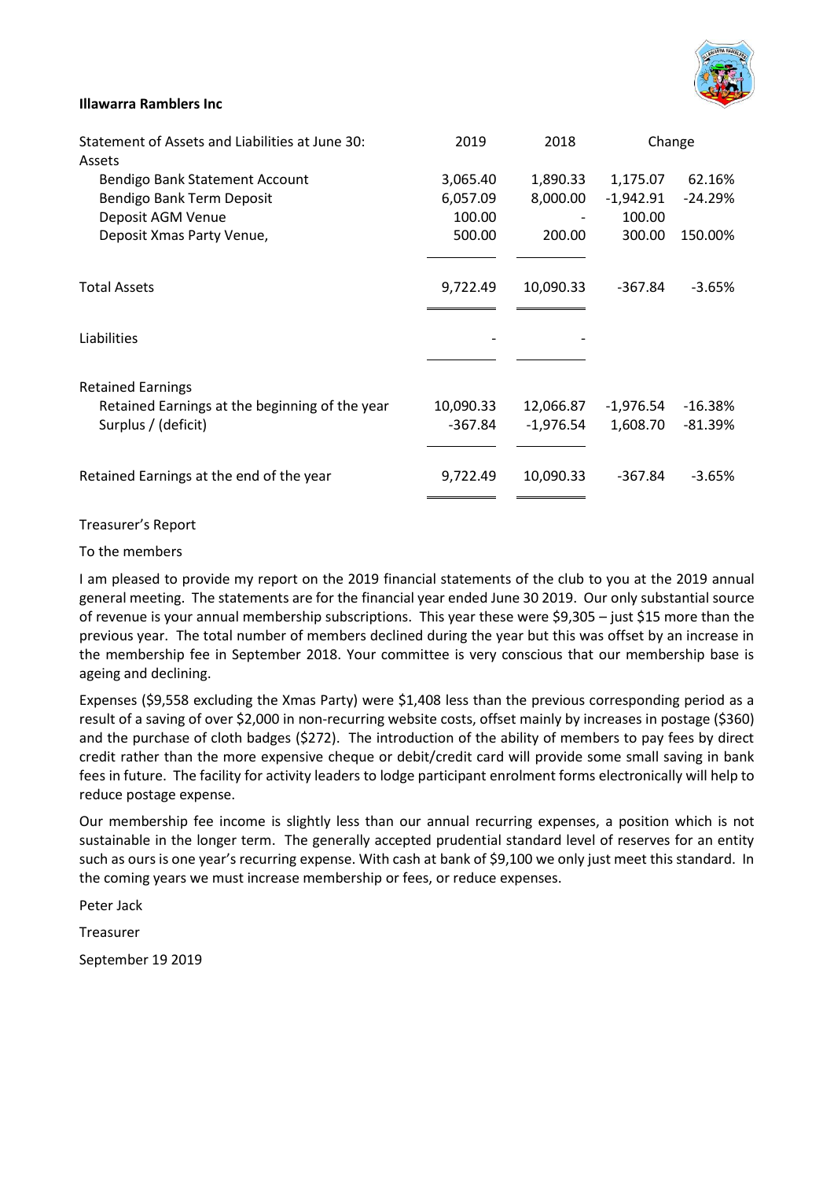**Illawarra Ramblers Inc**

| Statement of Assets and Liabilities at June 30: | 2019 | 2018 | Change | |
|---|---|---|---|---|
| Assets | | | | |
| Bendigo Bank Statement Account | 3,065.40 | 1,890.33 | 1,175.07 | 62.16% |
| Bendigo Bank Term Deposit | 6,057.09 | 8,000.00 | -1,942.91 | -24.29% |
| Deposit AGM Venue | 100.00 | - | 100.00 | |
| Deposit Xmas Party Venue, | 500.00 | 200.00 | 300.00 | 150.00% |
| Total Assets | 9,722.49 | 10,090.33 | -367.84 | -3.65% |
| Liabilities | - | - | | |
| Retained Earnings | | | | |
| Retained Earnings at the beginning of the year | 10,090.33 | 12,066.87 | -1,976.54 | -16.38% |
| Surplus / (deficit) | -367.84 | -1,976.54 | 1,608.70 | -81.39% |
| Retained Earnings at the end of the year | 9,722.49 | 10,090.33 | -367.84 | -3.65% |

Treasurer's Report

To the members

I am pleased to provide my report on the 2019 financial statements of the club to you at the 2019 annual general meeting. The statements are for the financial year ended June 30 2019. Our only substantial source of revenue is your annual membership subscriptions. This year these were $9,305 – just $15 more than the previous year. The total number of members declined during the year but this was offset by an increase in the membership fee in September 2018. Your committee is very conscious that our membership base is ageing and declining.

Expenses ($9,558 excluding the Xmas Party) were $1,408 less than the previous corresponding period as a result of a saving of over $2,000 in non-recurring website costs, offset mainly by increases in postage ($360) and the purchase of cloth badges ($272). The introduction of the ability of members to pay fees by direct credit rather than the more expensive cheque or debit/credit card will provide some small saving in bank fees in future. The facility for activity leaders to lodge participant enrolment forms electronically will help to reduce postage expense.

Our membership fee income is slightly less than our annual recurring expenses, a position which is not sustainable in the longer term. The generally accepted prudential standard level of reserves for an entity such as ours is one year's recurring expense. With cash at bank of $9,100 we only just meet this standard. In the coming years we must increase membership or fees, or reduce expenses.

Peter Jack

Treasurer

September 19 2019